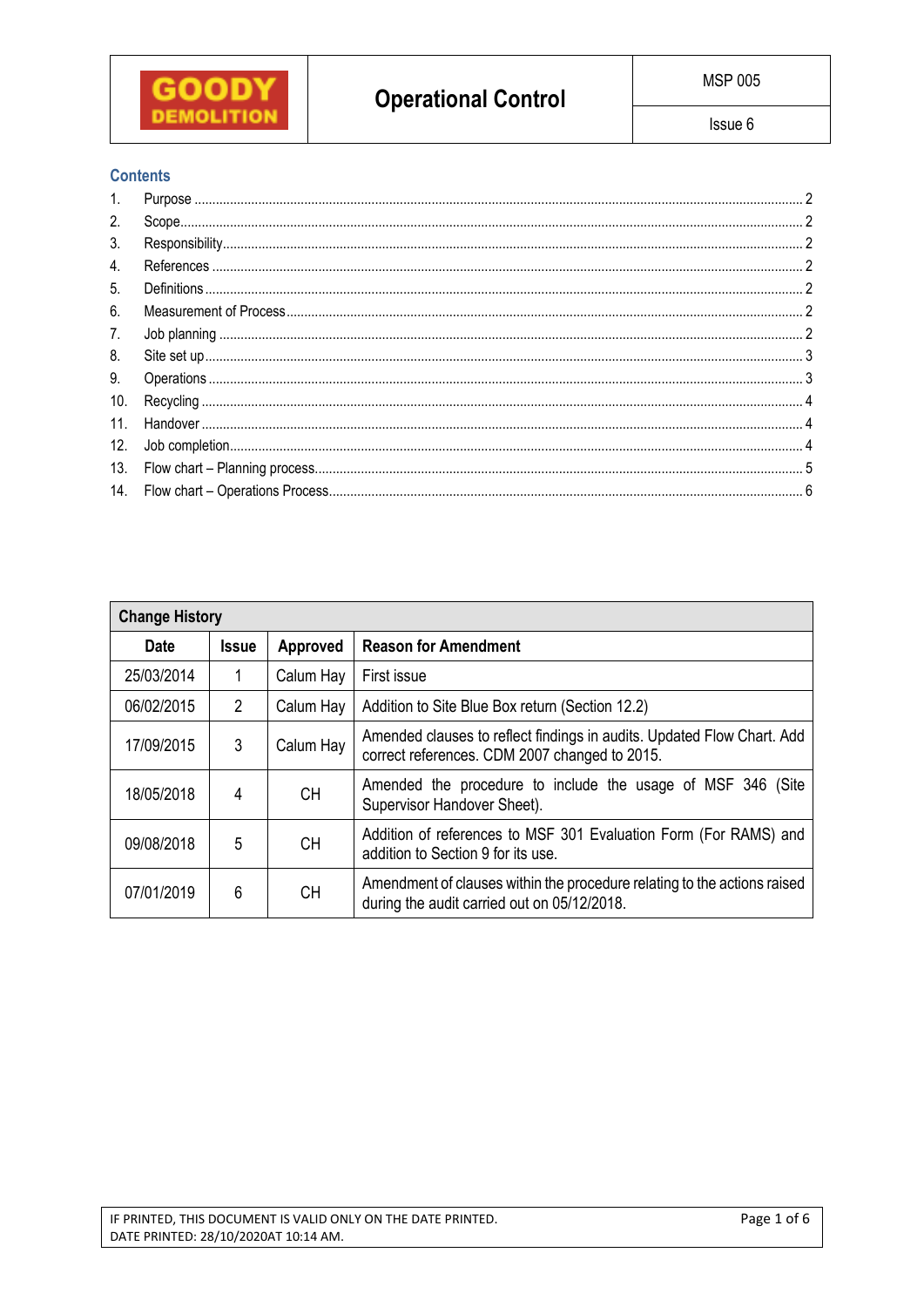| GOODY DEMOLITION | Operational Control | MSP 005 |
|---|---|---|
| | | Issue 6 |

## Contents

1. Purpose ........ 2
2. Scope ........ 2
3. Responsibility ........ 2
4. References ........ 2
5. Definitions ........ 2
6. Measurement of Process ........ 2
7. Job planning ........ 2
8. Site set up ........ 3
9. Operations ........ 3
10. Recycling ........ 4
11. Handover ........ 4
12. Job completion ........ 4
13. Flow chart – Planning process ........ 5
14. Flow chart – Operations Process ........ 6

| Change History | | | |
|---|---|---|---|
| **Date** | **Issue** | **Approved** | **Reason for Amendment** |
| 25/03/2014 | 1 | Calum Hay | First issue |
| 06/02/2015 | 2 | Calum Hay | Addition to Site Blue Box return (Section 12.2) |
| 17/09/2015 | 3 | Calum Hay | Amended clauses to reflect findings in audits. Updated Flow Chart. Add correct references. CDM 2007 changed to 2015. |
| 18/05/2018 | 4 | CH | Amended the procedure to include the usage of MSF 346 (Site Supervisor Handover Sheet). |
| 09/08/2018 | 5 | CH | Addition of references to MSF 301 Evaluation Form (For RAMS) and addition to Section 9 for its use. |
| 07/01/2019 | 6 | CH | Amendment of clauses within the procedure relating to the actions raised during the audit carried out on 05/12/2018. |

IF PRINTED, THIS DOCUMENT IS VALID ONLY ON THE DATE PRINTED.
DATE PRINTED: 28/10/2020AT 10:14 AM.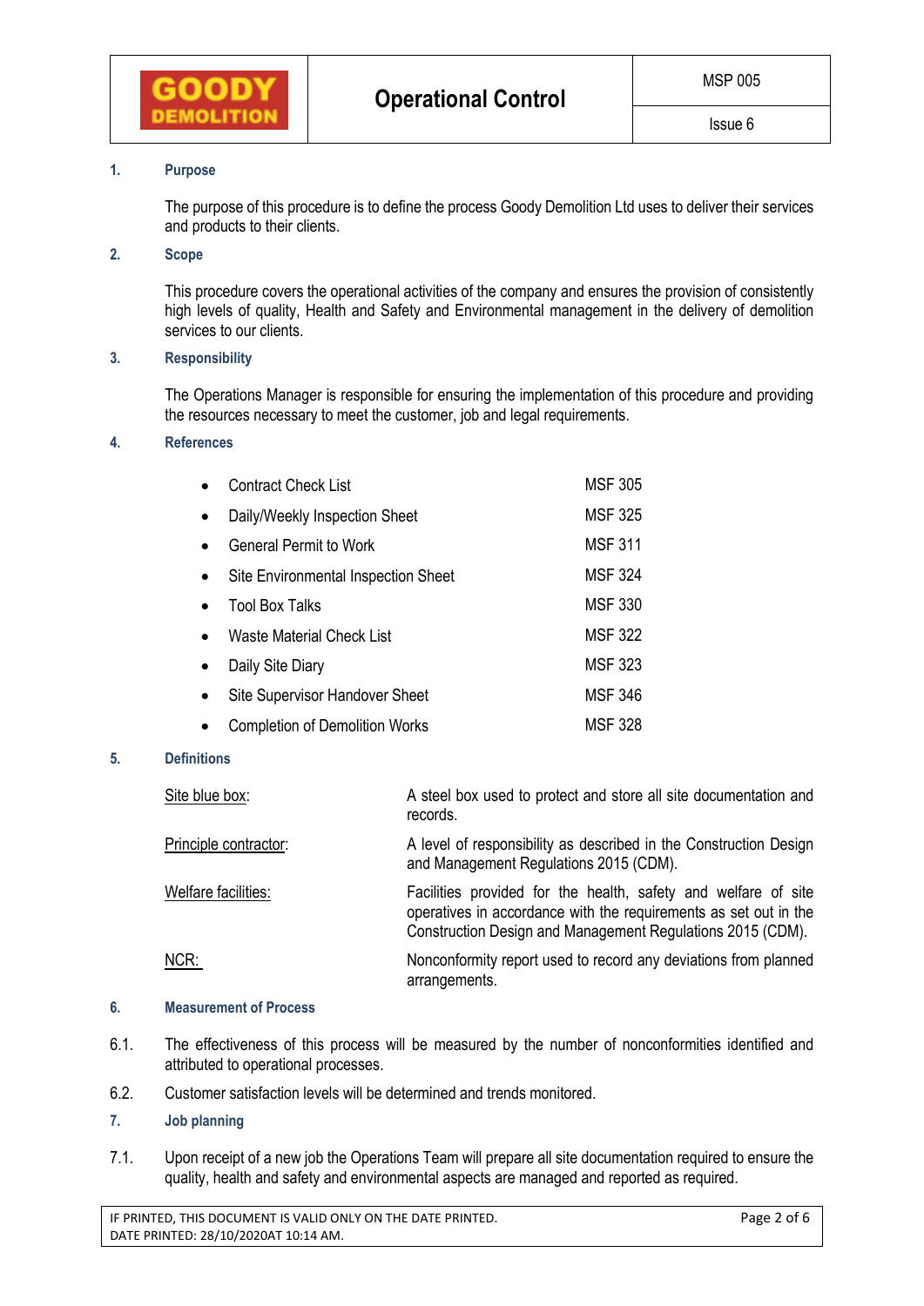## 1. Purpose

The purpose of this procedure is to define the process Goody Demolition Ltd uses to deliver their services and products to their clients.

## 2. Scope

This procedure covers the operational activities of the company and ensures the provision of consistently high levels of quality, Health and Safety and Environmental management in the delivery of demolition services to our clients.

## 3. Responsibility

The Operations Manager is responsible for ensuring the implementation of this procedure and providing the resources necessary to meet the customer, job and legal requirements.

## 4. References

| Reference | Form |
| --- | --- |
| Contract Check List | MSF 305 |
| Daily/Weekly Inspection Sheet | MSF 325 |
| General Permit to Work | MSF 311 |
| Site Environmental Inspection Sheet | MSF 324 |
| Tool Box Talks | MSF 330 |
| Waste Material Check List | MSF 322 |
| Daily Site Diary | MSF 323 |
| Site Supervisor Handover Sheet | MSF 346 |
| Completion of Demolition Works | MSF 328 |

## 5. Definitions

| Term | Definition |
| --- | --- |
| Site blue box: | A steel box used to protect and store all site documentation and records. |
| Principle contractor: | A level of responsibility as described in the Construction Design and Management Regulations 2015 (CDM). |
| Welfare facilities: | Facilities provided for the health, safety and welfare of site operatives in accordance with the requirements as set out in the Construction Design and Management Regulations 2015 (CDM). |
| NCR: | Nonconformity report used to record any deviations from planned arrangements. |

## 6. Measurement of Process

6.1. The effectiveness of this process will be measured by the number of nonconformities identified and attributed to operational processes.

6.2. Customer satisfaction levels will be determined and trends monitored.

## 7. Job planning

7.1. Upon receipt of a new job the Operations Team will prepare all site documentation required to ensure the quality, health and safety and environmental aspects are managed and reported as required.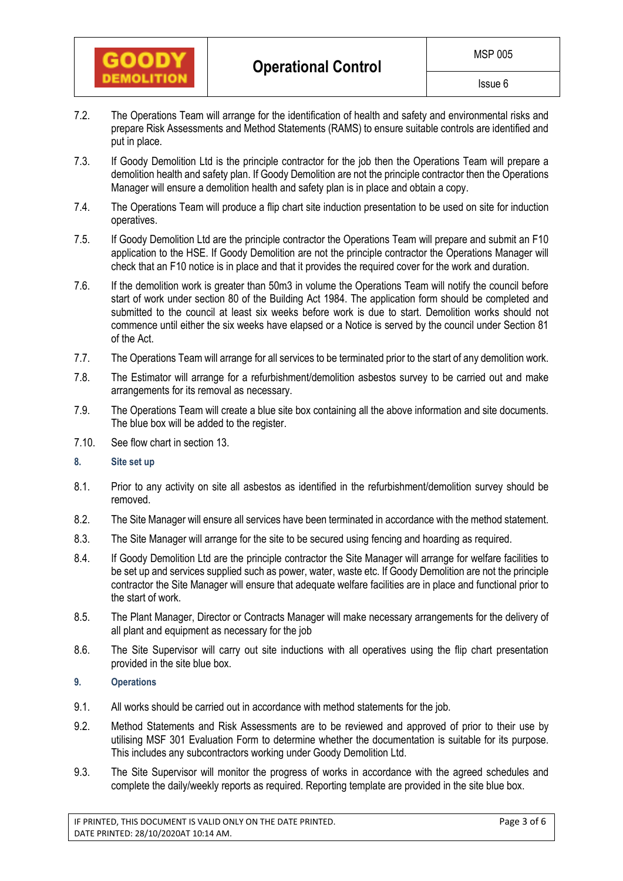7.2. The Operations Team will arrange for the identification of health and safety and environmental risks and prepare Risk Assessments and Method Statements (RAMS) to ensure suitable controls are identified and put in place.

7.3. If Goody Demolition Ltd is the principle contractor for the job then the Operations Team will prepare a demolition health and safety plan. If Goody Demolition are not the principle contractor then the Operations Manager will ensure a demolition health and safety plan is in place and obtain a copy.

7.4. The Operations Team will produce a flip chart site induction presentation to be used on site for induction operatives.

7.5. If Goody Demolition Ltd are the principle contractor the Operations Team will prepare and submit an F10 application to the HSE. If Goody Demolition are not the principle contractor the Operations Manager will check that an F10 notice is in place and that it provides the required cover for the work and duration.

7.6. If the demolition work is greater than 50m3 in volume the Operations Team will notify the council before start of work under section 80 of the Building Act 1984. The application form should be completed and submitted to the council at least six weeks before work is due to start. Demolition works should not commence until either the six weeks have elapsed or a Notice is served by the council under Section 81 of the Act.

7.7. The Operations Team will arrange for all services to be terminated prior to the start of any demolition work.

7.8. The Estimator will arrange for a refurbishment/demolition asbestos survey to be carried out and make arrangements for its removal as necessary.

7.9. The Operations Team will create a blue site box containing all the above information and site documents. The blue box will be added to the register.

7.10. See flow chart in section 13.

## 8. Site set up

8.1. Prior to any activity on site all asbestos as identified in the refurbishment/demolition survey should be removed.

8.2. The Site Manager will ensure all services have been terminated in accordance with the method statement.

8.3. The Site Manager will arrange for the site to be secured using fencing and hoarding as required.

8.4. If Goody Demolition Ltd are the principle contractor the Site Manager will arrange for welfare facilities to be set up and services supplied such as power, water, waste etc. If Goody Demolition are not the principle contractor the Site Manager will ensure that adequate welfare facilities are in place and functional prior to the start of work.

8.5. The Plant Manager, Director or Contracts Manager will make necessary arrangements for the delivery of all plant and equipment as necessary for the job

8.6. The Site Supervisor will carry out site inductions with all operatives using the flip chart presentation provided in the site blue box.

## 9. Operations

9.1. All works should be carried out in accordance with method statements for the job.

9.2. Method Statements and Risk Assessments are to be reviewed and approved of prior to their use by utilising MSF 301 Evaluation Form to determine whether the documentation is suitable for its purpose. This includes any subcontractors working under Goody Demolition Ltd.

9.3. The Site Supervisor will monitor the progress of works in accordance with the agreed schedules and complete the daily/weekly reports as required. Reporting template are provided in the site blue box.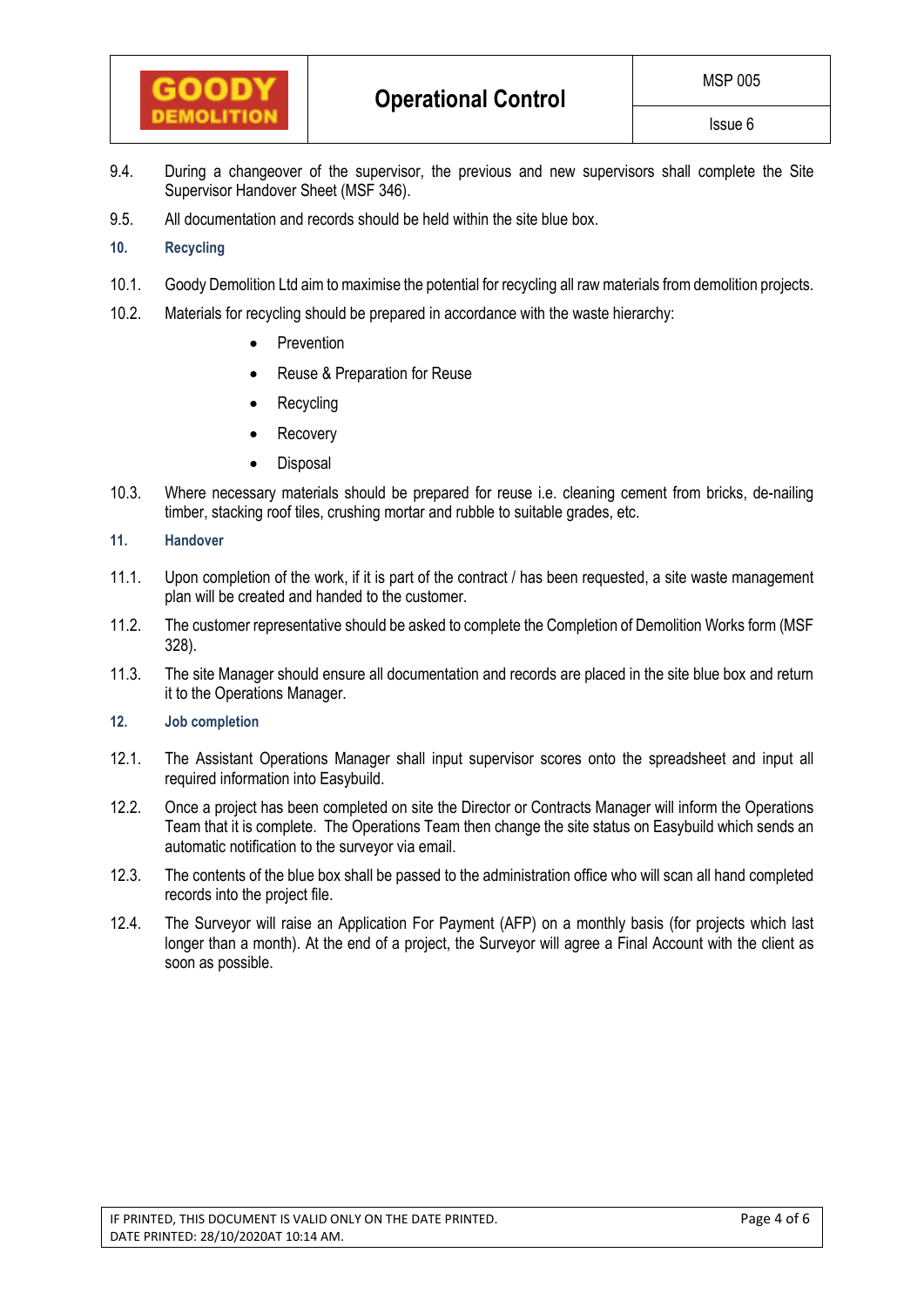9.4. During a changeover of the supervisor, the previous and new supervisors shall complete the Site Supervisor Handover Sheet (MSF 346).

9.5. All documentation and records should be held within the site blue box.

## 10. Recycling

10.1. Goody Demolition Ltd aim to maximise the potential for recycling all raw materials from demolition projects.

10.2. Materials for recycling should be prepared in accordance with the waste hierarchy:

- Prevention
- Reuse & Preparation for Reuse
- Recycling
- Recovery
- Disposal

10.3. Where necessary materials should be prepared for reuse i.e. cleaning cement from bricks, de-nailing timber, stacking roof tiles, crushing mortar and rubble to suitable grades, etc.

## 11. Handover

11.1. Upon completion of the work, if it is part of the contract / has been requested, a site waste management plan will be created and handed to the customer.

11.2. The customer representative should be asked to complete the Completion of Demolition Works form (MSF 328).

11.3. The site Manager should ensure all documentation and records are placed in the site blue box and return it to the Operations Manager.

## 12. Job completion

12.1. The Assistant Operations Manager shall input supervisor scores onto the spreadsheet and input all required information into Easybuild.

12.2. Once a project has been completed on site the Director or Contracts Manager will inform the Operations Team that it is complete. The Operations Team then change the site status on Easybuild which sends an automatic notification to the surveyor via email.

12.3. The contents of the blue box shall be passed to the administration office who will scan all hand completed records into the project file.

12.4. The Surveyor will raise an Application For Payment (AFP) on a monthly basis (for projects which last longer than a month). At the end of a project, the Surveyor will agree a Final Account with the client as soon as possible.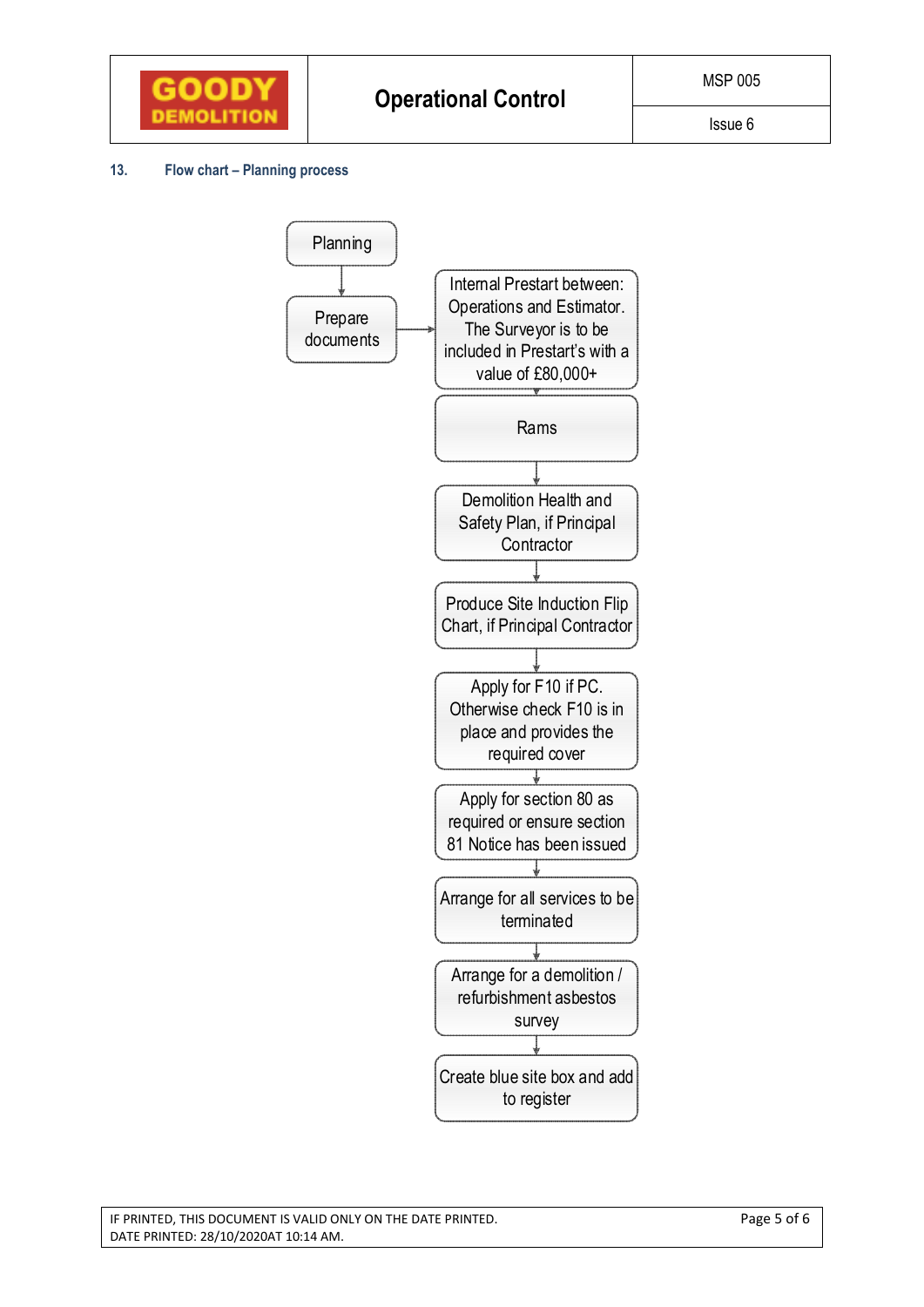## 13. Flow chart – Planning process

Planning

↓

Prepare documents → Internal Prestart between: Operations and Estimator. The Surveyor is to be included in Prestart's with a value of £80,000+

↓

Rams

↓

Demolition Health and Safety Plan, if Principal Contractor

↓

Produce Site Induction Flip Chart, if Principal Contractor

↓

Apply for F10 if PC. Otherwise check F10 is in place and provides the required cover

↓

Apply for section 80 as required or ensure section 81 Notice has been issued

↓

Arrange for all services to be terminated

↓

Arrange for a demolition / refurbishment asbestos survey

↓

Create blue site box and add to register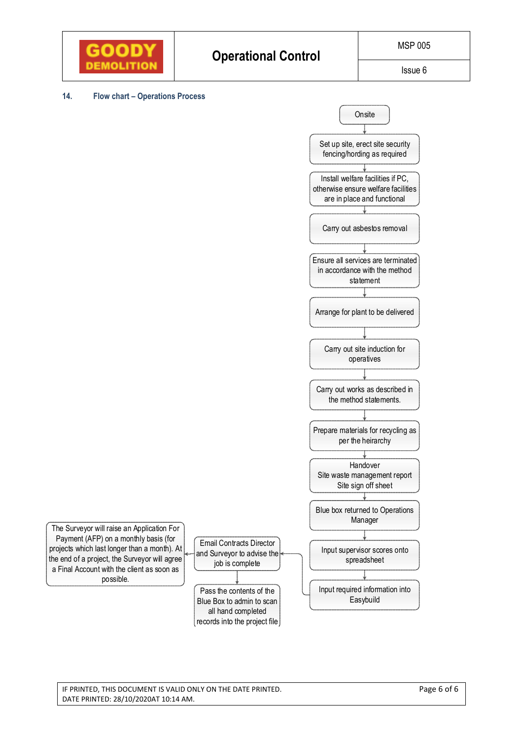## 14. Flow chart – Operations Process

Onsite

Set up site, erect site security fencing/hording as required

Install welfare facilities if PC, otherwise ensure welfare facilities are in place and functional

Carry out asbestos removal

Ensure all services are terminated in accordance with the method statement

Arrange for plant to be delivered

Carry out site induction for operatives

Carry out works as described in the method statements.

Prepare materials for recycling as per the heirarchy

Handover
Site waste management report
Site sign off sheet

Blue box returned to Operations Manager

Input supervisor scores onto spreadsheet

Input required information into Easybuild

Email Contracts Director and Surveyor to advise the job is complete

The Surveyor will raise an Application For Payment (AFP) on a monthly basis (for projects which last longer than a month). At the end of a project, the Surveyor will agree a Final Account with the client as soon as possible.

Pass the contents of the Blue Box to admin to scan all hand completed records into the project file